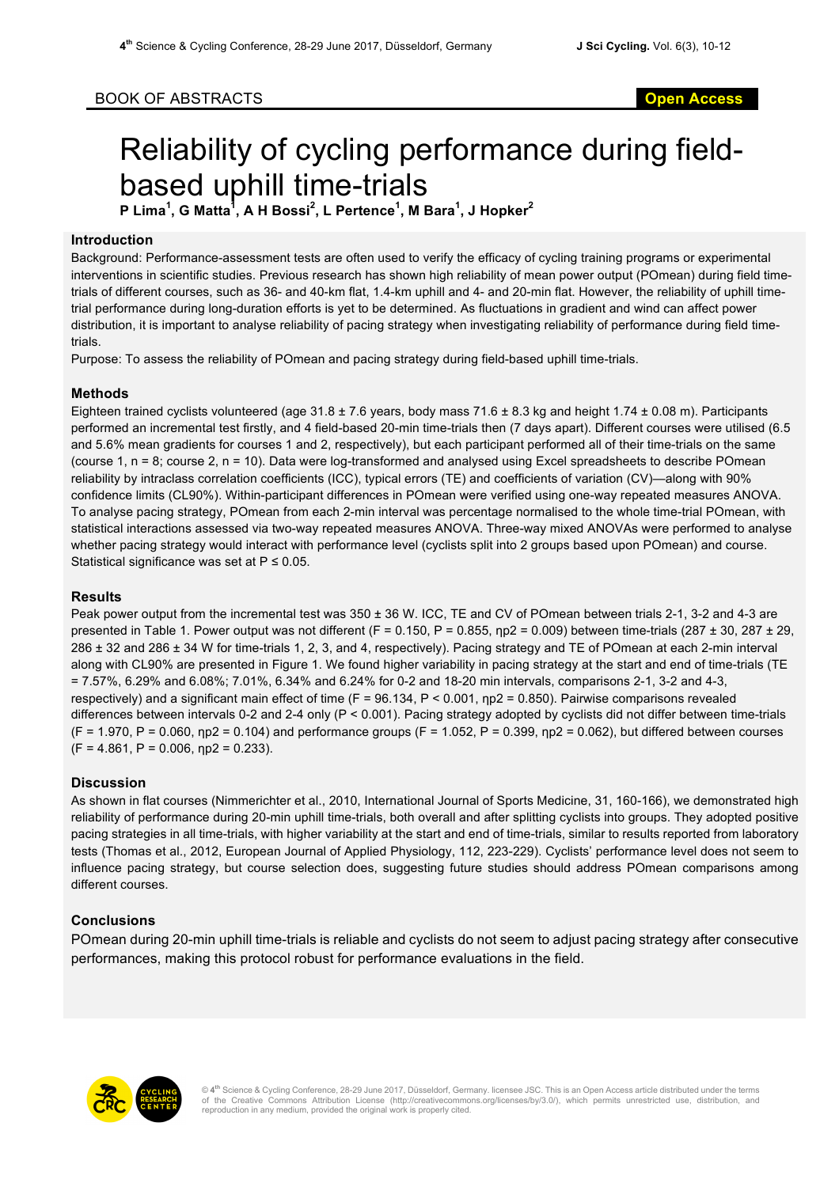BOOK OF ABSTRACTS

Open Access

# Reliability of cycling performance during field-based uphill time-trials

**P Lima[1], G Matta[1], A H Bossi[2], L Pertence[1], M Bara[1], J Hopker[2]**

## Introduction

Background: Performance-assessment tests are often used to verify the efficacy of cycling training programs or experimental interventions in scientific studies. Previous research has shown high reliability of mean power output (POmean) during field time-trials of different courses, such as 36- and 40-km flat, 1.4-km uphill and 4- and 20-min flat. However, the reliability of uphill time-trial performance during long-duration efforts is yet to be determined. As fluctuations in gradient and wind can affect power distribution, it is important to analyse reliability of pacing strategy when investigating reliability of performance during field time-trials.

Purpose: To assess the reliability of POmean and pacing strategy during field-based uphill time-trials.

## Methods

Eighteen trained cyclists volunteered (age 31.8 ± 7.6 years, body mass 71.6 ± 8.3 kg and height 1.74 ± 0.08 m). Participants performed an incremental test firstly, and 4 field-based 20-min time-trials then (7 days apart). Different courses were utilised (6.5 and 5.6% mean gradients for courses 1 and 2, respectively), but each participant performed all of their time-trials on the same (course 1, n = 8; course 2, n = 10). Data were log-transformed and analysed using Excel spreadsheets to describe POmean reliability by intraclass correlation coefficients (ICC), typical errors (TE) and coefficients of variation (CV)—along with 90% confidence limits (CL90%). Within-participant differences in POmean were verified using one-way repeated measures ANOVA. To analyse pacing strategy, POmean from each 2-min interval was percentage normalised to the whole time-trial POmean, with statistical interactions assessed via two-way repeated measures ANOVA. Three-way mixed ANOVAs were performed to analyse whether pacing strategy would interact with performance level (cyclists split into 2 groups based upon POmean) and course. Statistical significance was set at $P \leq 0.05$.

## Results

Peak power output from the incremental test was 350 ± 36 W. ICC, TE and CV of POmean between trials 2-1, 3-2 and 4-3 are presented in Table 1. Power output was not different ($F = 0.150$, $P = 0.855$, $\eta p2 = 0.009$) between time-trials (287 ± 30, 287 ± 29, 286 ± 32 and 286 ± 34 W for time-trials 1, 2, 3, and 4, respectively). Pacing strategy and TE of POmean at each 2-min interval along with CL90% are presented in Figure 1. We found higher variability in pacing strategy at the start and end of time-trials (TE = 7.57%, 6.29% and 6.08%; 7.01%, 6.34% and 6.24% for 0-2 and 18-20 min intervals, comparisons 2-1, 3-2 and 4-3, respectively) and a significant main effect of time ($F = 96.134$, $P < 0.001$, $\eta p2 = 0.850$). Pairwise comparisons revealed differences between intervals 0-2 and 2-4 only ($P < 0.001$). Pacing strategy adopted by cyclists did not differ between time-trials ($F = 1.970$, $P = 0.060$, $\eta p2 = 0.104$) and performance groups ($F = 1.052$, $P = 0.399$, $\eta p2 = 0.062$), but differed between courses ($F = 4.861$, $P = 0.006$, $\eta p2 = 0.233$).

## Discussion

As shown in flat courses (Nimmerichter et al., 2010, International Journal of Sports Medicine, 31, 160-166), we demonstrated high reliability of performance during 20-min uphill time-trials, both overall and after splitting cyclists into groups. They adopted positive pacing strategies in all time-trials, with higher variability at the start and end of time-trials, similar to results reported from laboratory tests (Thomas et al., 2012, European Journal of Applied Physiology, 112, 223-229). Cyclists' performance level does not seem to influence pacing strategy, but course selection does, suggesting future studies should address POmean comparisons among different courses.

## Conclusions

POmean during 20-min uphill time-trials is reliable and cyclists do not seem to adjust pacing strategy after consecutive performances, making this protocol robust for performance evaluations in the field.

© 4th Science & Cycling Conference, 28-29 June 2017, Düsseldorf, Germany. licensee JSC. This is an Open Access article distributed under the terms of the Creative Commons Attribution License (http://creativecommons.org/licenses/by/3.0/), which permits unrestricted use, distribution, and reproduction in any medium, provided the original work is properly cited.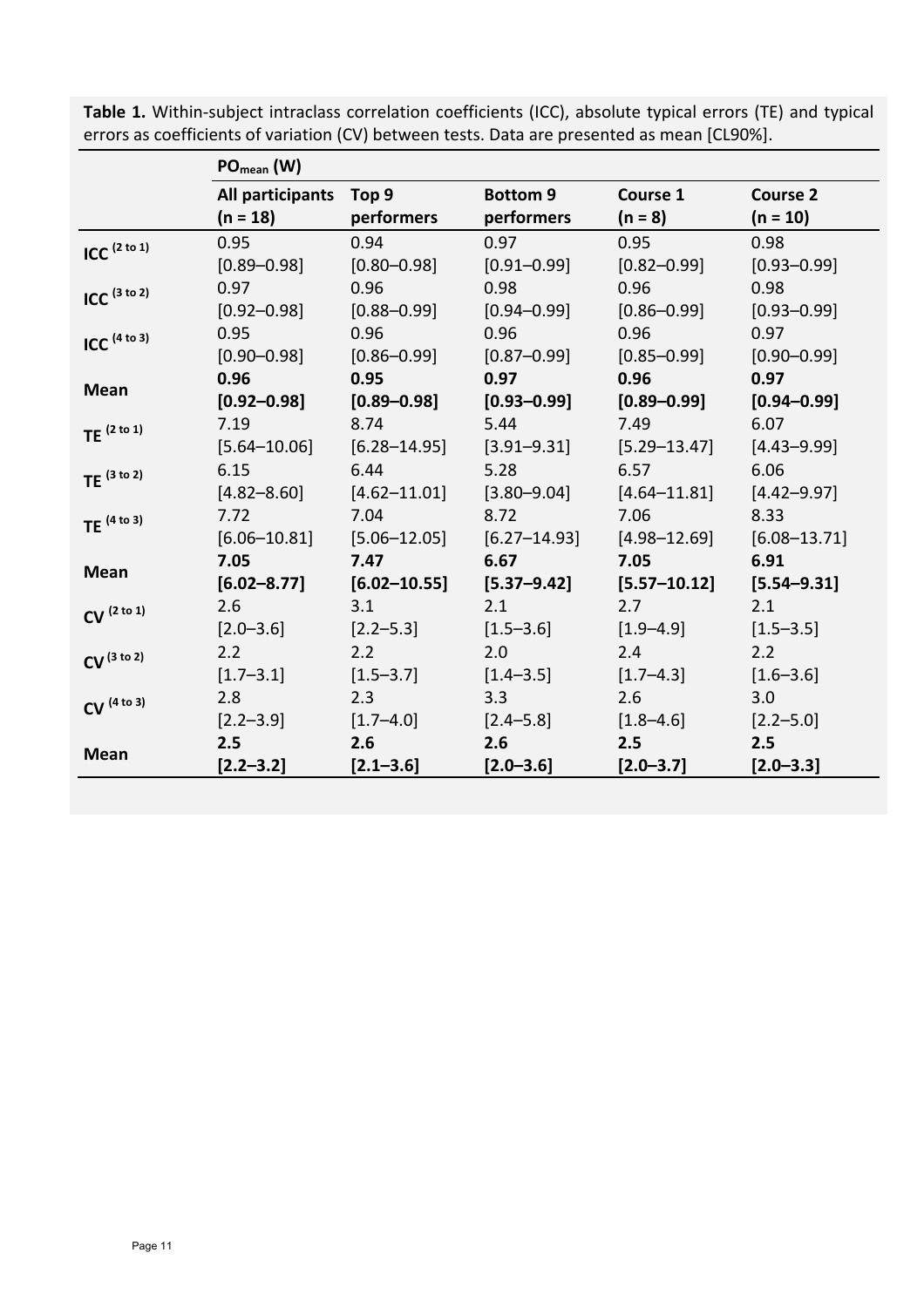**Table 1.** Within-subject intraclass correlation coefficients (ICC), absolute typical errors (TE) and typical errors as coefficients of variation (CV) between tests. Data are presented as mean [CL90%].

| | $PO_{mean}$ (W) | | | | |
|---|---|---|---|---|---|
| | **All participants (n = 18)** | **Top 9 performers** | **Bottom 9 performers** | **Course 1 (n = 8)** | **Course 2 (n = 10)** |
| **ICC** $^{(2\ to\ 1)}$ | 0.95 [0.89–0.98] | 0.94 [0.80–0.98] | 0.97 [0.91–0.99] | 0.95 [0.82–0.99] | 0.98 [0.93–0.99] |
| **ICC** $^{(3\ to\ 2)}$ | 0.97 [0.92–0.98] | 0.96 [0.88–0.99] | 0.98 [0.94–0.99] | 0.96 [0.86–0.99] | 0.98 [0.93–0.99] |
| **ICC** $^{(4\ to\ 3)}$ | 0.95 [0.90–0.98] | 0.96 [0.86–0.99] | 0.96 [0.87–0.99] | 0.96 [0.85–0.99] | 0.97 [0.90–0.99] |
| **Mean** | **0.96 [0.92–0.98]** | **0.95 [0.89–0.98]** | **0.97 [0.93–0.99]** | **0.96 [0.89–0.99]** | **0.97 [0.94–0.99]** |
| **TE** $^{(2\ to\ 1)}$ | 7.19 [5.64–10.06] | 8.74 [6.28–14.95] | 5.44 [3.91–9.31] | 7.49 [5.29–13.47] | 6.07 [4.43–9.99] |
| **TE** $^{(3\ to\ 2)}$ | 6.15 [4.82–8.60] | 6.44 [4.62–11.01] | 5.28 [3.80–9.04] | 6.57 [4.64–11.81] | 6.06 [4.42–9.97] |
| **TE** $^{(4\ to\ 3)}$ | 7.72 [6.06–10.81] | 7.04 [5.06–12.05] | 8.72 [6.27–14.93] | 7.06 [4.98–12.69] | 8.33 [6.08–13.71] |
| **Mean** | **7.05 [6.02–8.77]** | **7.47 [6.02–10.55]** | **6.67 [5.37–9.42]** | **7.05 [5.57–10.12]** | **6.91 [5.54–9.31]** |
| **CV** $^{(2\ to\ 1)}$ | 2.6 [2.0–3.6] | 3.1 [2.2–5.3] | 2.1 [1.5–3.6] | 2.7 [1.9–4.9] | 2.1 [1.5–3.5] |
| **CV** $^{(3\ to\ 2)}$ | 2.2 [1.7–3.1] | 2.2 [1.5–3.7] | 2.0 [1.4–3.5] | 2.4 [1.7–4.3] | 2.2 [1.6–3.6] |
| **CV** $^{(4\ to\ 3)}$ | 2.8 [2.2–3.9] | 2.3 [1.7–4.0] | 3.3 [2.4–5.8] | 2.6 [1.8–4.6] | 3.0 [2.2–5.0] |
| **Mean** | **2.5 [2.2–3.2]** | **2.6 [2.1–3.6]** | **2.6 [2.0–3.6]** | **2.5 [2.0–3.7]** | **2.5 [2.0–3.3]** |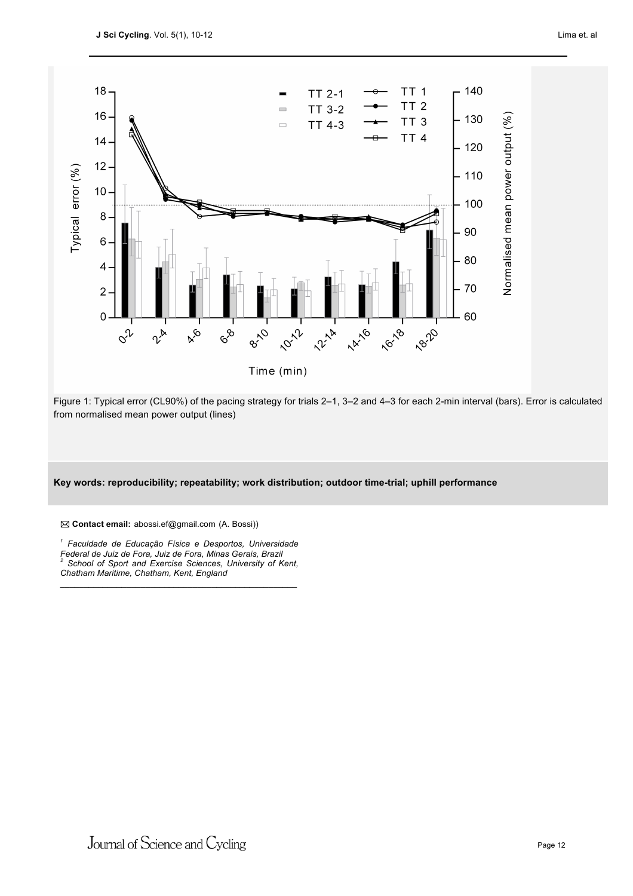18
16
14
12
10
8
6
4
2
0

Typical error (%)

TT 2-1
TT 3-2
TT 4-3
TT 1
TT 2
TT 3
TT 4

140
130
120
110
100
90
80
70
60

Normalised mean power output (%)

0-2
2-4
4-6
6-8
8-10
10-12
12-14
14-16
16-18
18-20

Time (min)

Figure 1: Typical error (CL90%) of the pacing strategy for trials 2–1, 3–2 and 4–3 for each 2-min interval (bars). Error is calculated from normalised mean power output (lines)

**Key words: reproducibility; repeatability; work distribution; outdoor time-trial; uphill performance**

✉ **Contact email:** abossi.ef@gmail.com (A. Bossi))

[1] *Faculdade de Educação Física e Desportos, Universidade Federal de Juiz de Fora, Juiz de Fora, Minas Gerais, Brazil*
[2] *School of Sport and Exercise Sciences, University of Kent, Chatham Maritime, Chatham, Kent, England*